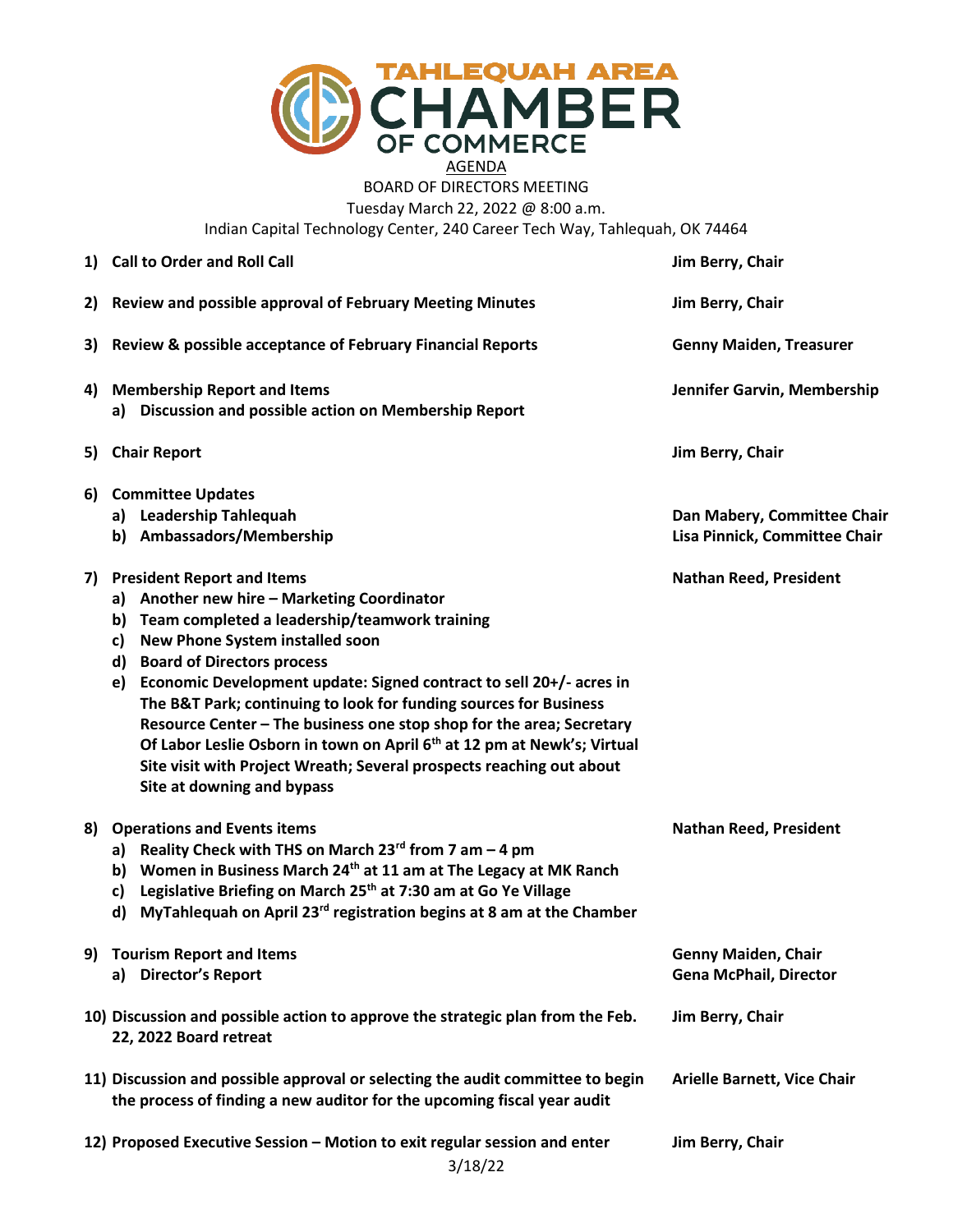TAHLEQUAH AREA CHAMBER OF COMMERCE

AGENDA

BOARD OF DIRECTORS MEETING

Tuesday March 22, 2022 @ 8:00 a.m.

Indian Capital Technology Center, 240 Career Tech Way, Tahlequah, OK 74464

1) **Call to Order and Roll Call** — **Jim Berry, Chair**

2) **Review and possible approval of February Meeting Minutes** — **Jim Berry, Chair**

3) **Review & possible acceptance of February Financial Reports** — **Genny Maiden, Treasurer**

4) **Membership Report and Items** — **Jennifer Garvin, Membership**
   a) **Discussion and possible action on Membership Report**

5) **Chair Report** — **Jim Berry, Chair**

6) **Committee Updates**
   a) **Leadership Tahlequah** — **Dan Mabery, Committee Chair**
   b) **Ambassadors/Membership** — **Lisa Pinnick, Committee Chair**

7) **President Report and Items** — **Nathan Reed, President**
   a) **Another new hire – Marketing Coordinator**
   b) **Team completed a leadership/teamwork training**
   c) **New Phone System installed soon**
   d) **Board of Directors process**
   e) **Economic Development update: Signed contract to sell 20+/- acres in The B&T Park; continuing to look for funding sources for Business Resource Center – The business one stop shop for the area; Secretary Of Labor Leslie Osborn in town on April 6th at 12 pm at Newk's; Virtual Site visit with Project Wreath; Several prospects reaching out about Site at downing and bypass**

8) **Operations and Events items** — **Nathan Reed, President**
   a) **Reality Check with THS on March 23rd from 7 am – 4 pm**
   b) **Women in Business March 24th at 11 am at The Legacy at MK Ranch**
   c) **Legislative Briefing on March 25th at 7:30 am at Go Ye Village**
   d) **MyTahlequah on April 23rd registration begins at 8 am at the Chamber**

9) **Tourism Report and Items** — **Genny Maiden, Chair**
   a) **Director's Report** — **Gena McPhail, Director**

10) **Discussion and possible action to approve the strategic plan from the Feb. 22, 2022 Board retreat** — **Jim Berry, Chair**

11) **Discussion and possible approval or selecting the audit committee to begin the process of finding a new auditor for the upcoming fiscal year audit** — **Arielle Barnett, Vice Chair**

12) **Proposed Executive Session – Motion to exit regular session and enter** — **Jim Berry, Chair**

3/18/22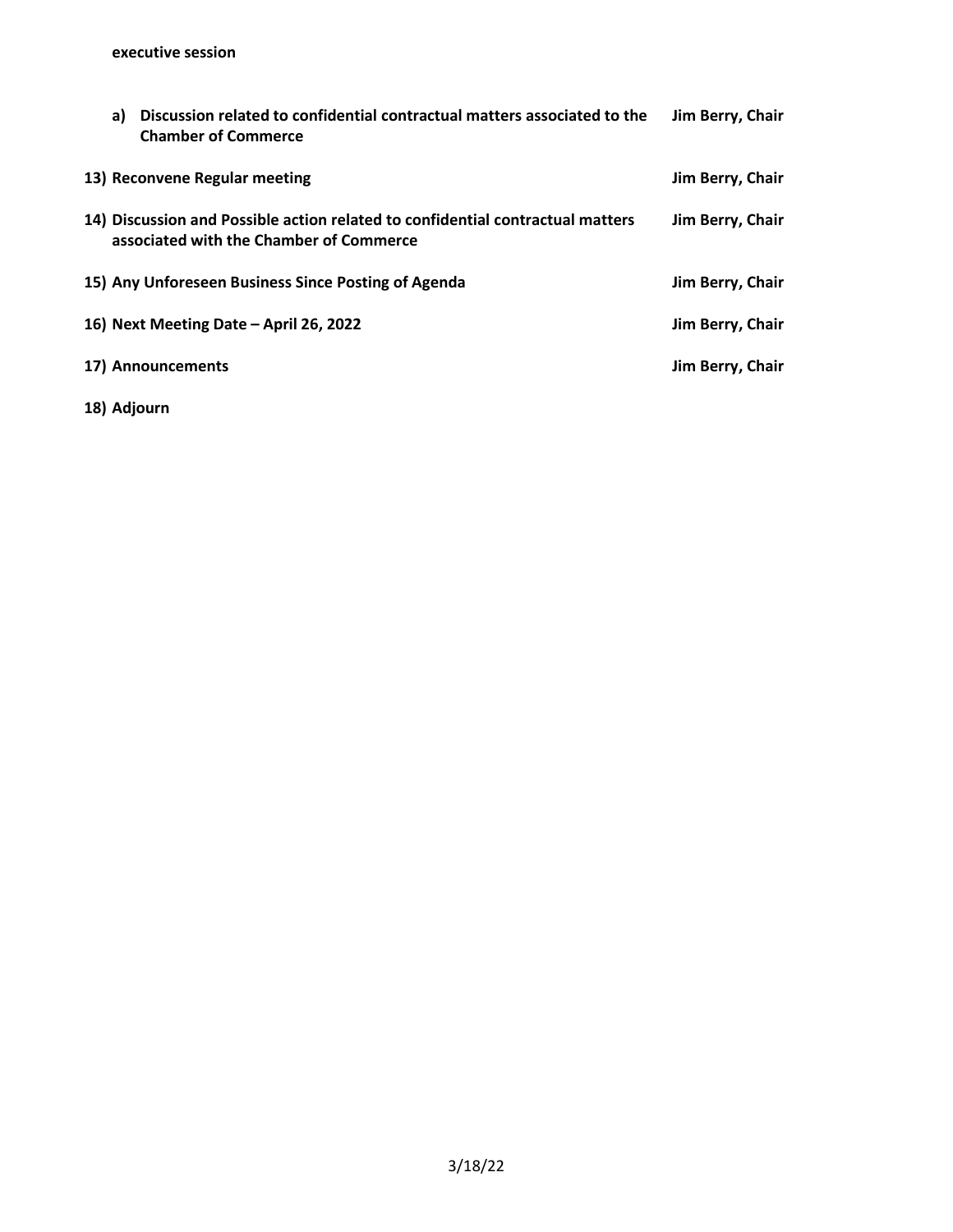**executive session**

a) **Discussion related to confidential contractual matters associated to the Chamber of Commerce** — **Jim Berry, Chair**

**13) Reconvene Regular meeting** — **Jim Berry, Chair**

**14) Discussion and Possible action related to confidential contractual matters associated with the Chamber of Commerce** — **Jim Berry, Chair**

**15) Any Unforeseen Business Since Posting of Agenda** — **Jim Berry, Chair**

**16) Next Meeting Date – April 26, 2022** — **Jim Berry, Chair**

**17) Announcements** — **Jim Berry, Chair**

**18) Adjourn**

3/18/22